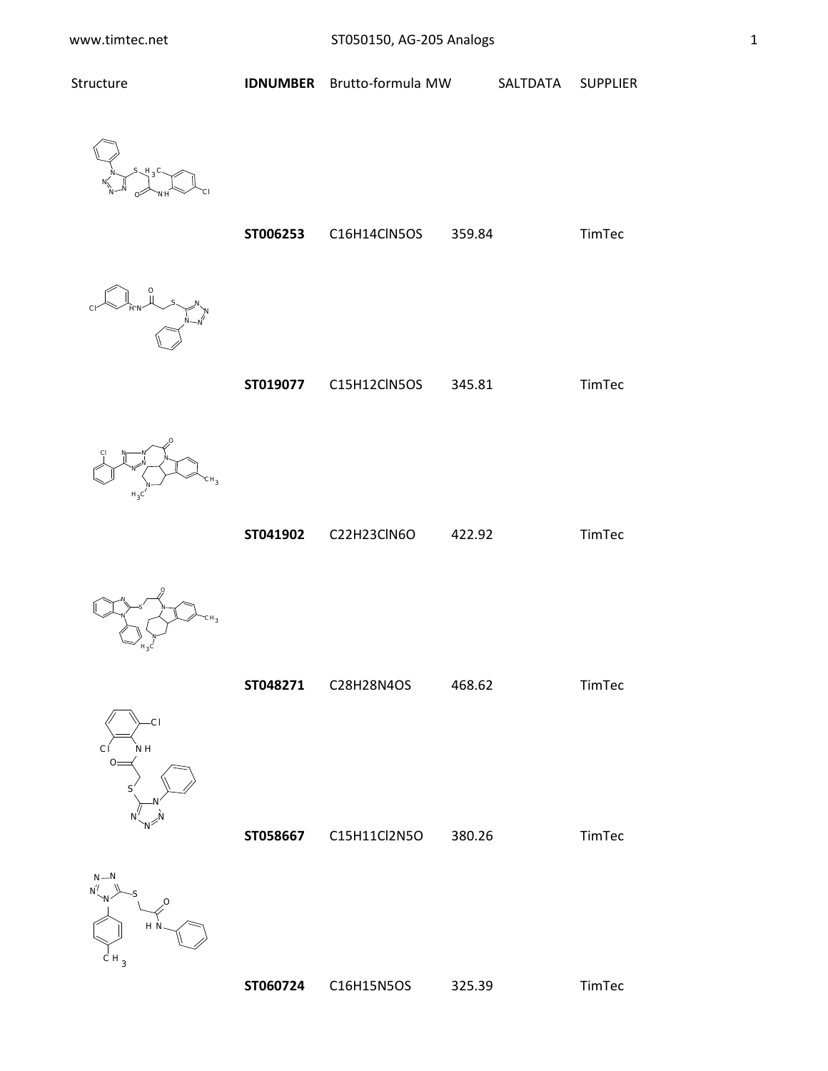ST050150, AG-205 Analogs

| Structure | IDNUMBER | Brutto-formula | MW | SALTDATA | SUPPLIER |
|---|---|---|---|---|---|
| | **ST006253** | C16H14ClN5OS | 359.84 | | TimTec |
| | **ST019077** | C15H12ClN5OS | 345.81 | | TimTec |
| | **ST041902** | C22H23ClN6O | 422.92 | | TimTec |
| | **ST048271** | C28H28N4OS | 468.62 | | TimTec |
| | **ST058667** | C15H11Cl2N5O | 380.26 | | TimTec |
| | **ST060724** | C16H15N5OS | 325.39 | | TimTec |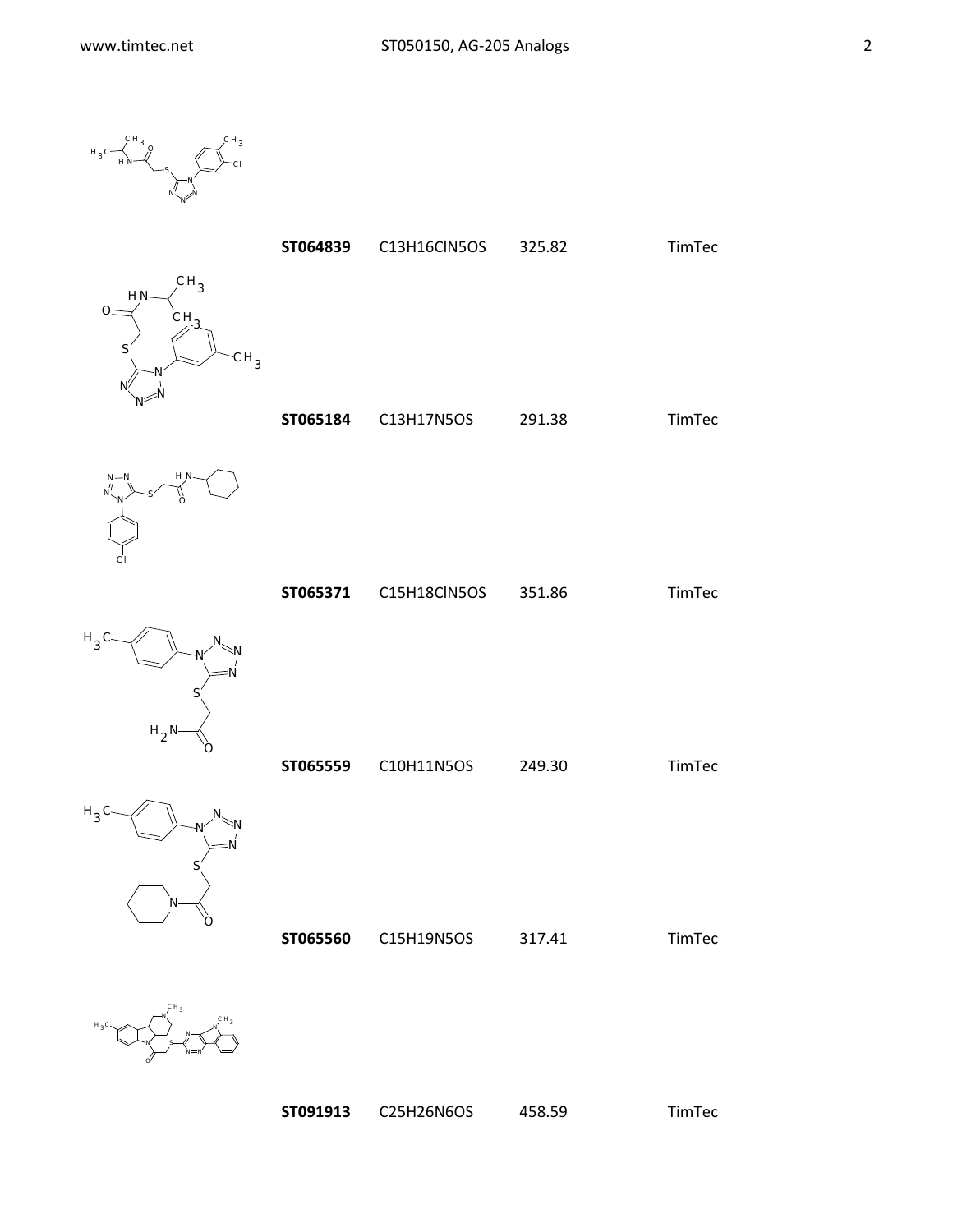| | | | |
|---|---|---|---|
| **ST064839** | $C_{13}H_{16}ClN_5OS$ | 325.82 | TimTec |
| **ST065184** | $C_{13}H_{17}N_5OS$ | 291.38 | TimTec |
| **ST065371** | $C_{15}H_{18}ClN_5OS$ | 351.86 | TimTec |
| **ST065559** | $C_{10}H_{11}N_5OS$ | 249.30 | TimTec |
| **ST065560** | $C_{15}H_{19}N_5OS$ | 317.41 | TimTec |
| **ST091913** | $C_{25}H_{26}N_6OS$ | 458.59 | TimTec |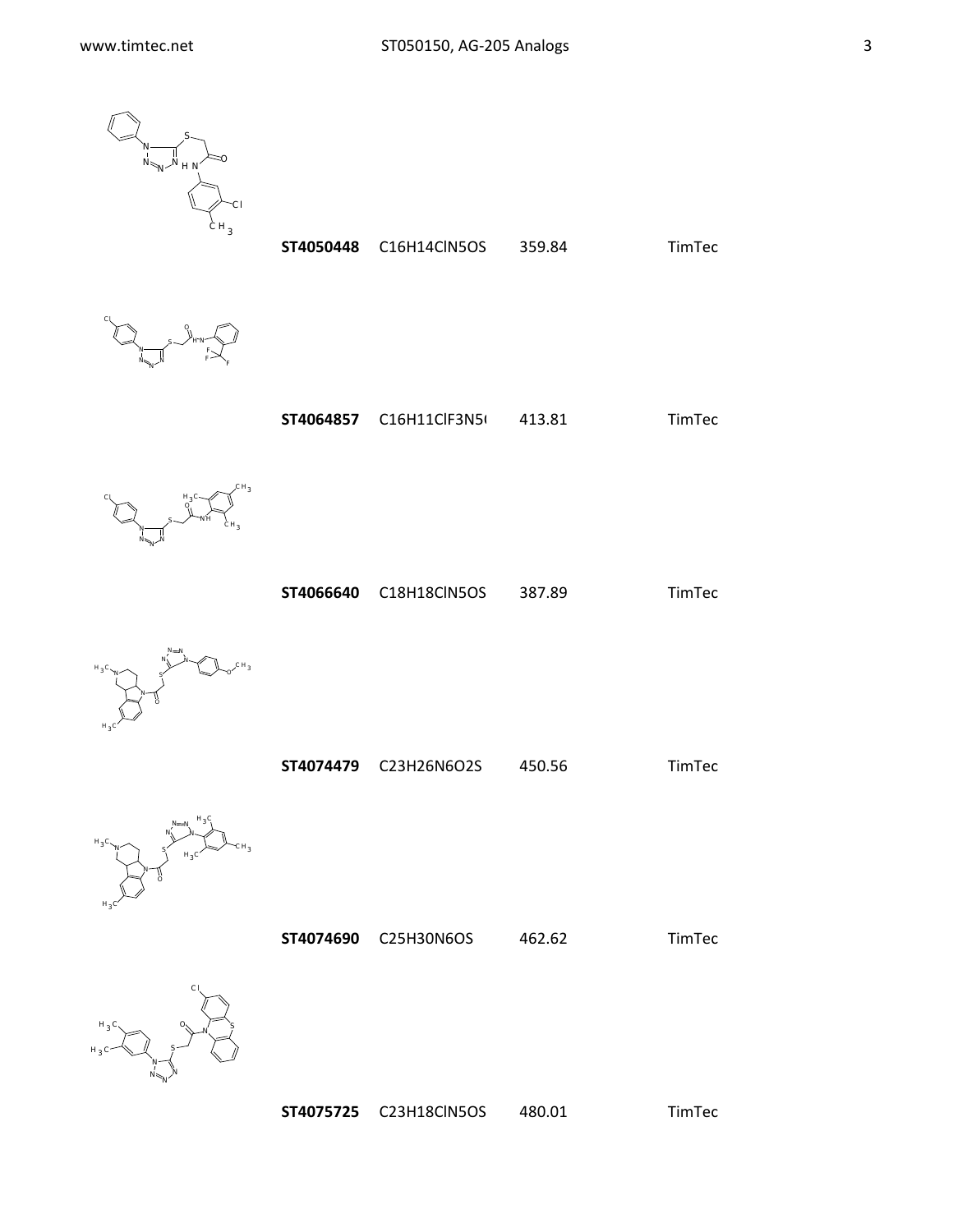| | | | |
|---|---|---|---|
| **ST4050448** | C16H14ClN5OS | 359.84 | TimTec |
| **ST4064857** | C16H11ClF3N5( | 413.81 | TimTec |
| **ST4066640** | C18H18ClN5OS | 387.89 | TimTec |
| **ST4074479** | C23H26N6O2S | 450.56 | TimTec |
| **ST4074690** | C25H30N6OS | 462.62 | TimTec |
| **ST4075725** | C23H18ClN5OS | 480.01 | TimTec |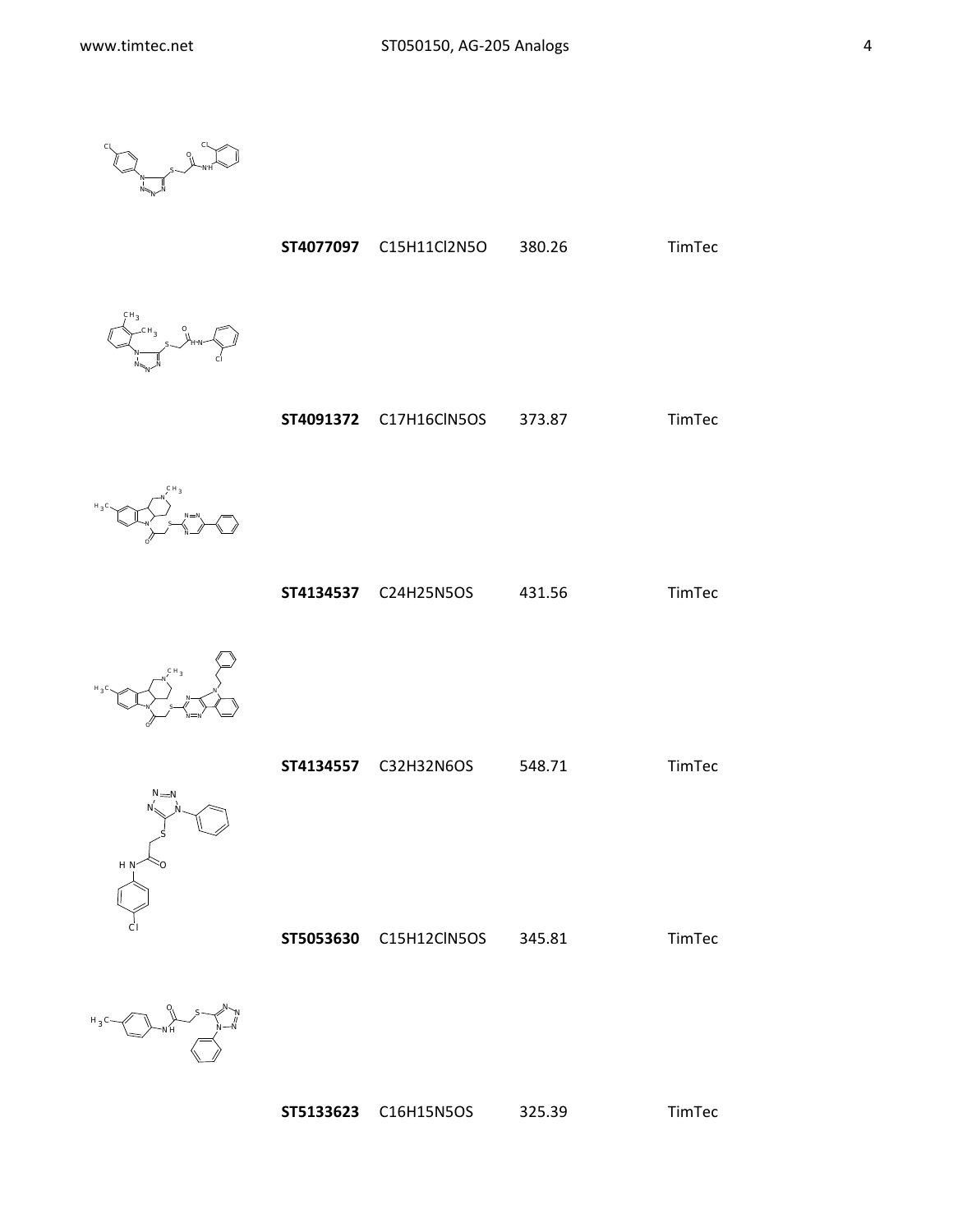| | | | |
|---|---|---|---|
| **ST4077097** | C15H11Cl2N5O | 380.26 | TimTec |
| **ST4091372** | C17H16ClN5OS | 373.87 | TimTec |
| **ST4134537** | C24H25N5OS | 431.56 | TimTec |
| **ST4134557** | C32H32N6OS | 548.71 | TimTec |
| **ST5053630** | C15H12ClN5OS | 345.81 | TimTec |
| **ST5133623** | C16H15N5OS | 325.39 | TimTec |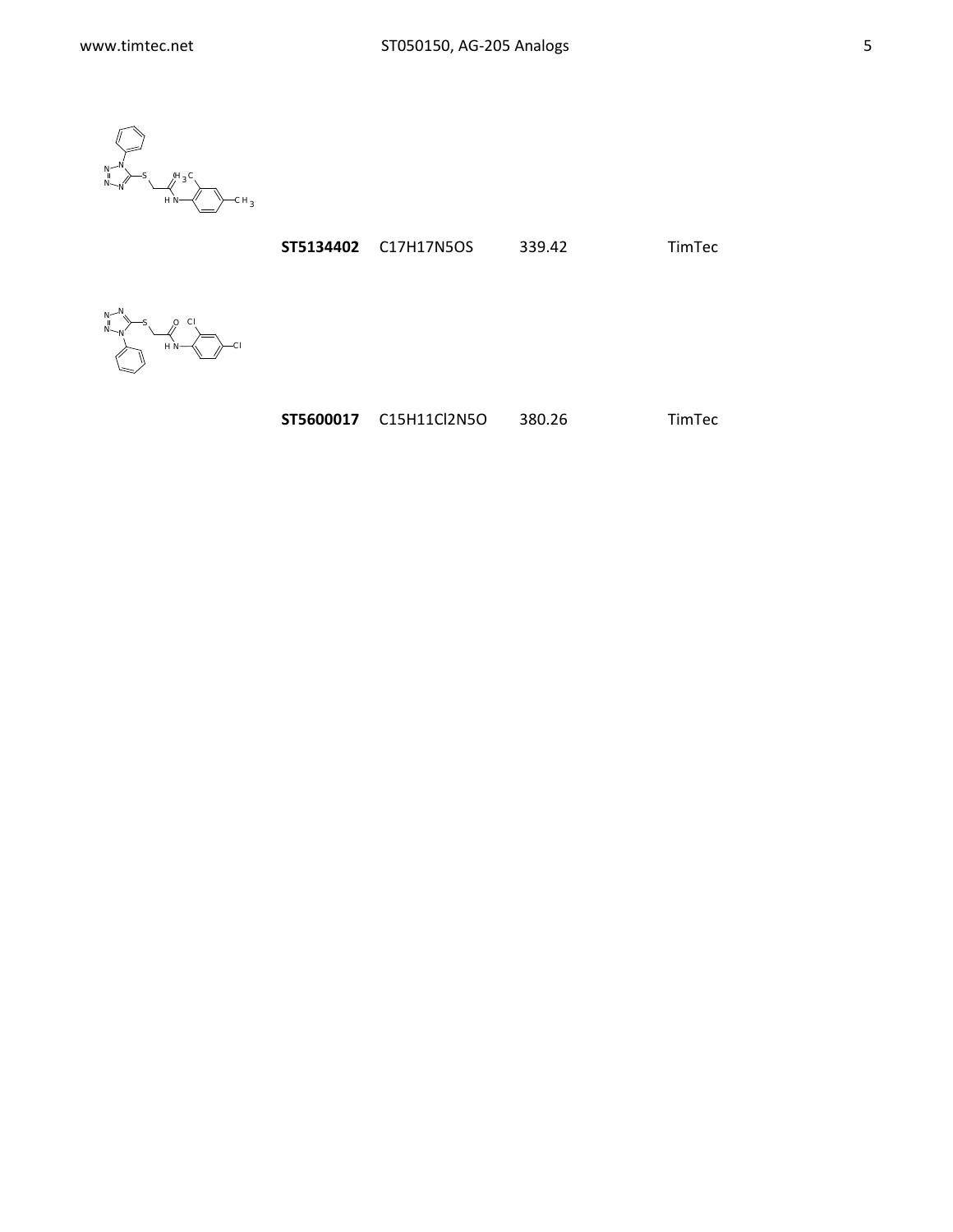N N N N S H N C H 3 C C H 3 O

**ST5134402** $C_{17}H_{17}N_5OS$ 339.42 TimTec

N N N N S O Cl H N Cl

**ST5600017** $C_{15}H_{11}Cl_2N_5O$ 380.26 TimTec